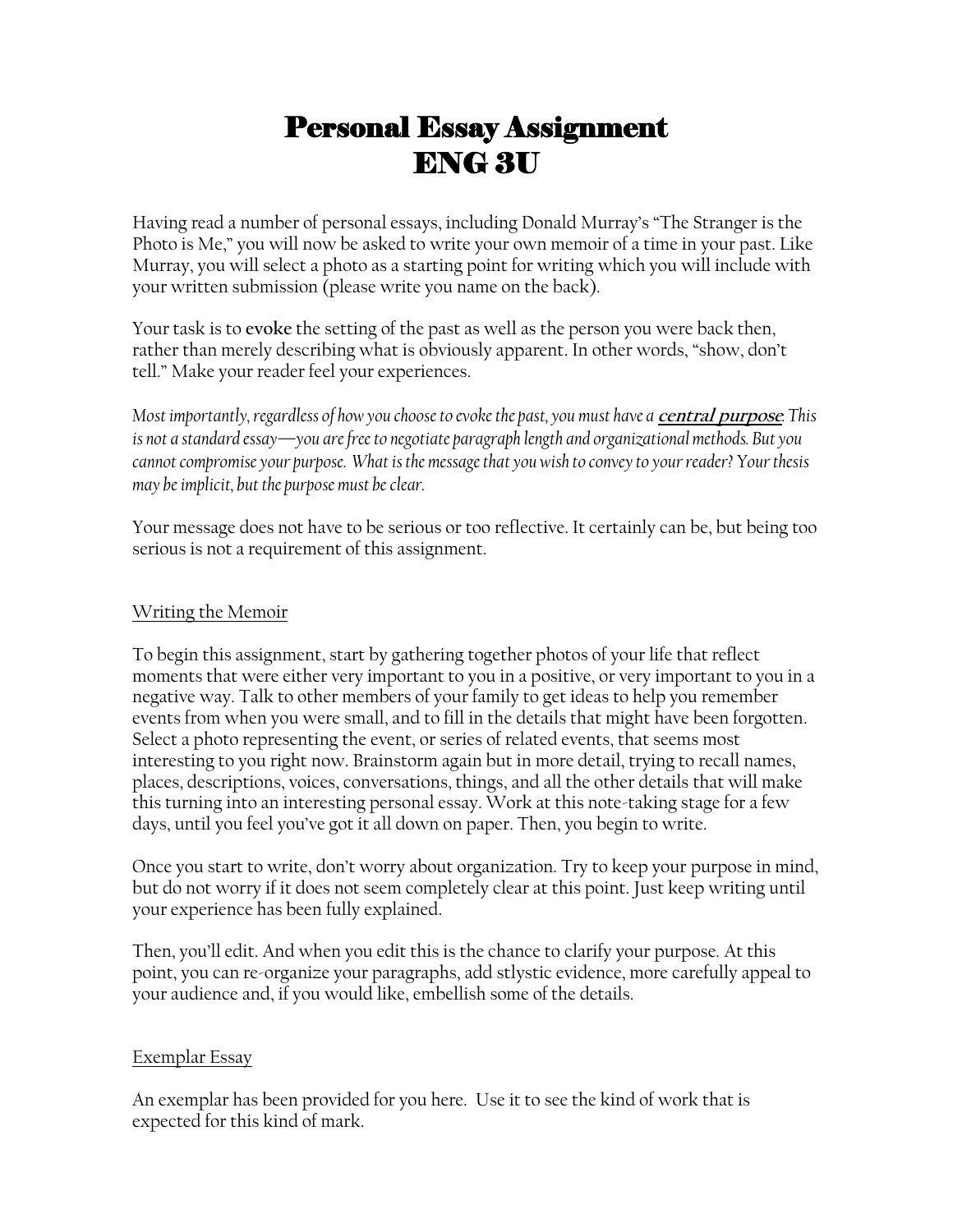# Personal Essay Assignment
# ENG 3U

Having read a number of personal essays, including Donald Murray's "The Stranger is the Photo is Me," you will now be asked to write your own memoir of a time in your past. Like Murray, you will select a photo as a starting point for writing which you will include with your written submission (please write you name on the back).

Your task is to **evoke** the setting of the past as well as the person you were back then, rather than merely describing what is obviously apparent. In other words, "show, don't tell." Make your reader feel your experiences.

*Most importantly, regardless of how you choose to evoke the past, you must have a* ***central purpose****. This is not a standard essay—you are free to negotiate paragraph length and organizational methods. But you cannot compromise your purpose. What is the message that you wish to convey to your reader? Your thesis may be implicit, but the purpose must be clear.*

Your message does not have to be serious or too reflective. It certainly can be, but being too serious is not a requirement of this assignment.

## Writing the Memoir

To begin this assignment, start by gathering together photos of your life that reflect moments that were either very important to you in a positive, or very important to you in a negative way. Talk to other members of your family to get ideas to help you remember events from when you were small, and to fill in the details that might have been forgotten. Select a photo representing the event, or series of related events, that seems most interesting to you right now. Brainstorm again but in more detail, trying to recall names, places, descriptions, voices, conversations, things, and all the other details that will make this turning into an interesting personal essay. Work at this note-taking stage for a few days, until you feel you've got it all down on paper. Then, you begin to write.

Once you start to write, don't worry about organization. Try to keep your purpose in mind, but do not worry if it does not seem completely clear at this point. Just keep writing until your experience has been fully explained.

Then, you'll edit. And when you edit this is the chance to clarify your purpose. At this point, you can re-organize your paragraphs, add stlystic evidence, more carefully appeal to your audience and, if you would like, embellish some of the details.

## Exemplar Essay

An exemplar has been provided for you here. Use it to see the kind of work that is expected for this kind of mark.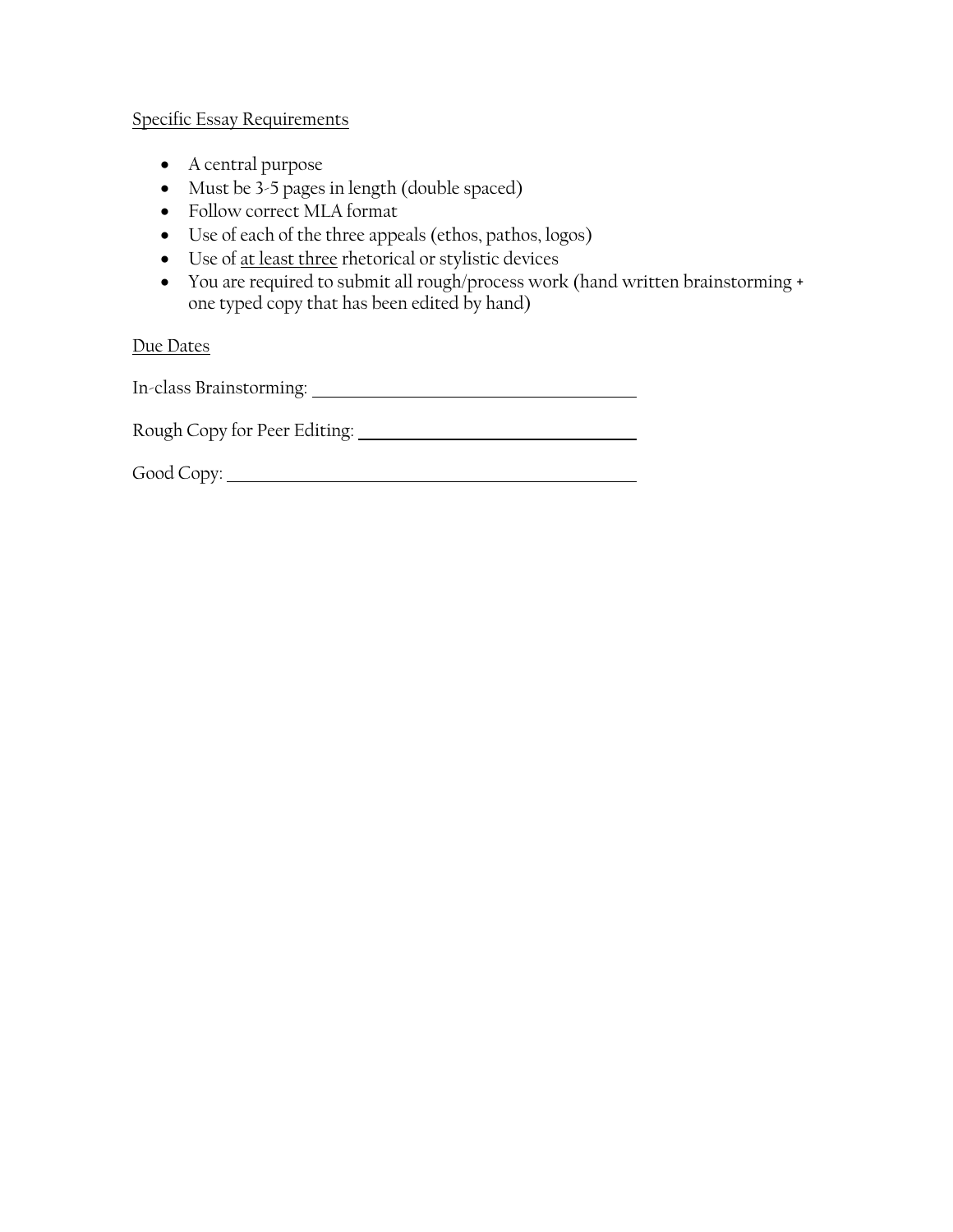<u>Specific Essay Requirements</u>

- A central purpose
- Must be 3-5 pages in length (double spaced)
- Follow correct MLA format
- Use of each of the three appeals (ethos, pathos, logos)
- Use of <u>at least three</u> rhetorical or stylistic devices
- You are required to submit all rough/process work (hand written brainstorming + one typed copy that has been edited by hand)

<u>Due Dates</u>

In-class Brainstorming: ______________________________

Rough Copy for Peer Editing: __________________________

Good Copy: ______________________________________